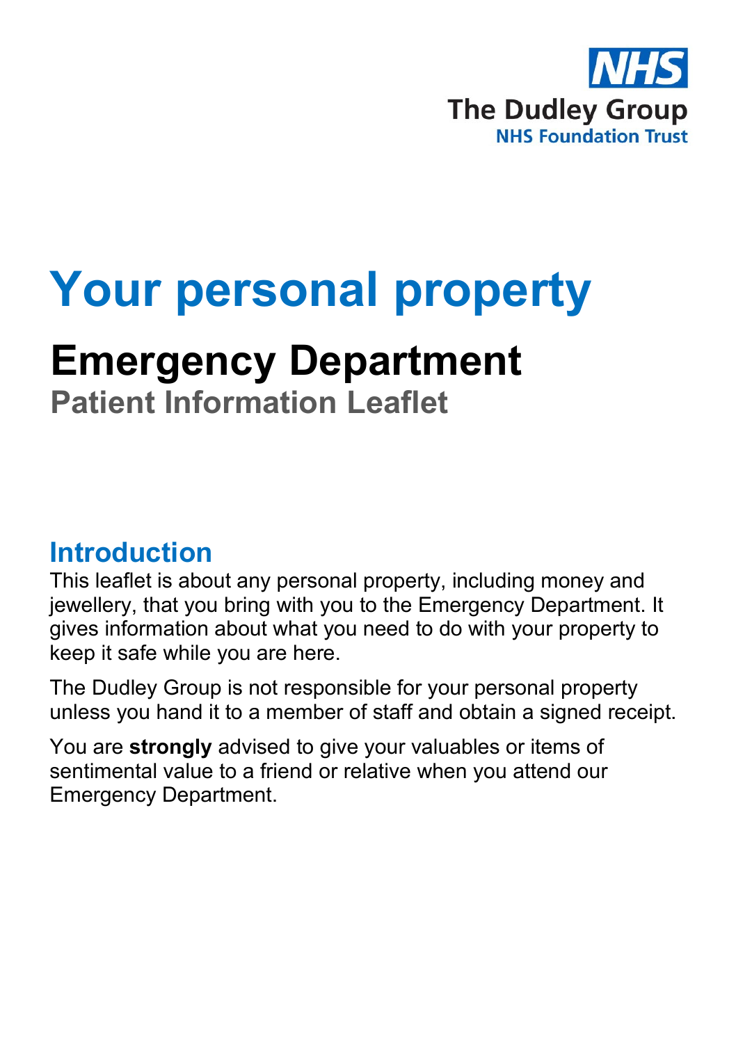NHS

The Dudley Group
NHS Foundation Trust

# Your personal property

## Emergency Department

### Patient Information Leaflet

## Introduction

This leaflet is about any personal property, including money and jewellery, that you bring with you to the Emergency Department. It gives information about what you need to do with your property to keep it safe while you are here.

The Dudley Group is not responsible for your personal property unless you hand it to a member of staff and obtain a signed receipt.

You are **strongly** advised to give your valuables or items of sentimental value to a friend or relative when you attend our Emergency Department.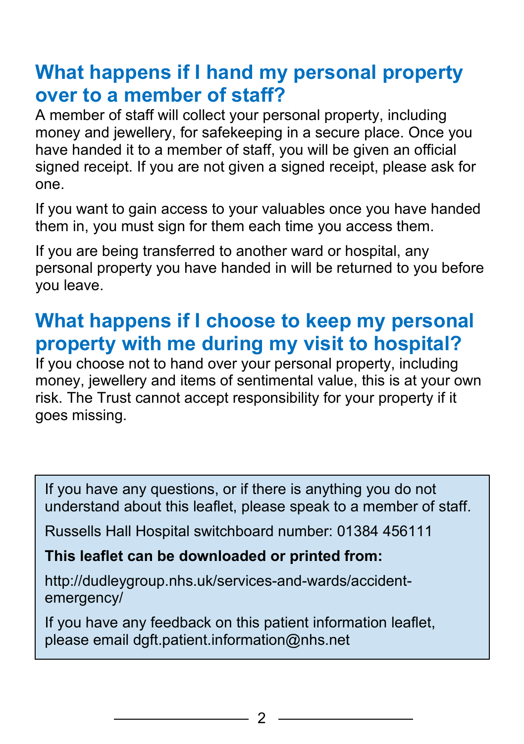## What happens if I hand my personal property over to a member of staff?

A member of staff will collect your personal property, including money and jewellery, for safekeeping in a secure place. Once you have handed it to a member of staff, you will be given an official signed receipt. If you are not given a signed receipt, please ask for one.

If you want to gain access to your valuables once you have handed them in, you must sign for them each time you access them.

If you are being transferred to another ward or hospital, any personal property you have handed in will be returned to you before you leave.

## What happens if I choose to keep my personal property with me during my visit to hospital?

If you choose not to hand over your personal property, including money, jewellery and items of sentimental value, this is at your own risk. The Trust cannot accept responsibility for your property if it goes missing.

If you have any questions, or if there is anything you do not understand about this leaflet, please speak to a member of staff.

Russells Hall Hospital switchboard number: 01384 456111

**This leaflet can be downloaded or printed from:**

http://dudleygroup.nhs.uk/services-and-wards/accident-emergency/

If you have any feedback on this patient information leaflet, please email dgft.patient.information@nhs.net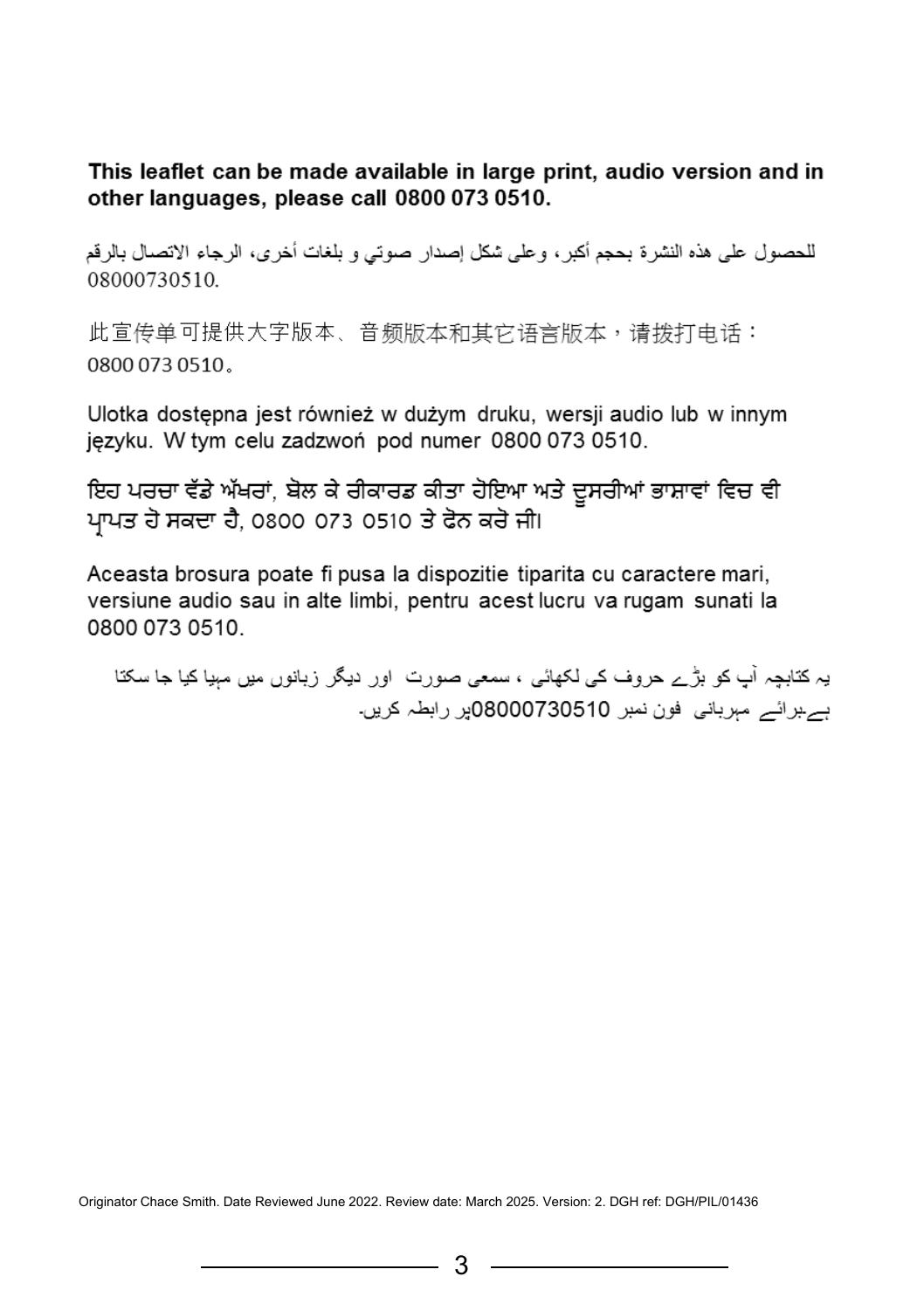**This leaflet can be made available in large print, audio version and in other languages, please call 0800 073 0510.**

للحصول على هذه النشرة بحجم أكبر، وعلى شكل إصدار صوتي و بلغات أخرى، الرجاء الاتصال بالرقم 08000730510.

此宣传单可提供大字版本、音频版本和其它语言版本，请拨打电话：0800 073 0510。

Ulotka dostępna jest również w dużym druku, wersji audio lub w innym języku. W tym celu zadzwoń pod numer 0800 073 0510.

ਇਹ ਪਰਚਾ ਵੱਡੇ ਅੱਖਰਾਂ, ਬੋਲ ਕੇ ਰੀਕਾਰਡ ਕੀਤਾ ਹੋਇਆ ਅਤੇ ਦੂਸਰੀਆਂ ਭਾਸ਼ਾਵਾਂ ਵਿਚ ਵੀ ਪ੍ਰਾਪਤ ਹੋ ਸਕਦਾ ਹੈ, 0800 073 0510 ਤੇ ਫੋਨ ਕਰੋ ਜੀ।

Aceasta brosura poate fi pusa la dispozitie tiparita cu caractere mari, versiune audio sau in alte limbi, pentru acest lucru va rugam sunati la 0800 073 0510.

یہ کتابچہ آپ کو بڑے حروف کی لکھائی ، سمعی صورت اور دیگر زبانوں میں مہیا کیا جا سکتا ہے۔برائے مہربانی فون نمبر 08000730510پر رابطہ کریں۔

Originator Chace Smith. Date Reviewed June 2022. Review date: March 2025. Version: 2. DGH ref: DGH/PIL/01436